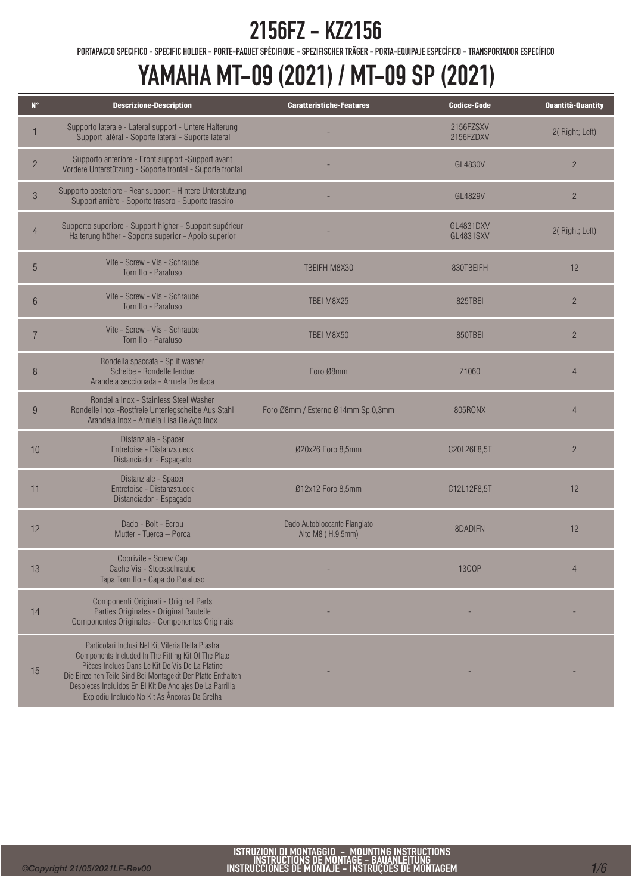# 2156FZ - KZ2156

PORTAPACCO SPECIFICO - SPECIFIC HOLDER - PORTE-PAQUET SPÉCIFIQUE - SPEZIFISCHER TRÄGER - PORTA-EQUIPAJE ESPECÍFICO - TRANSPORTADOR ESPECÍFICO

# YAMAHA MT-09 (2021) / MT-09 SP (2021)

| N° | Descrizione-Description | Caratteristiche-Features | Codice-Code | Quantità-Quantity |
|---|---|---|---|---|
| 1 | Supporto laterale - Lateral support - Untere Halterung Support latéral - Soporte lateral - Suporte lateral | - | 2156FZSXV 2156FZDXV | 2( Right; Left) |
| 2 | Supporto anteriore - Front support -Support avant Vordere Unterstützung - Soporte frontal - Suporte frontal | - | GL4830V | 2 |
| 3 | Supporto posteriore - Rear support - Hintere Unterstützung Support arrière - Soporte trasero - Suporte traseiro | - | GL4829V | 2 |
| 4 | Supporto superiore - Support higher - Support supérieur Halterung höher - Soporte superior - Apoio superior | - | GL4831DXV GL4831SXV | 2( Right; Left) |
| 5 | Vite - Screw - Vis - Schraube Tornillo - Parafuso | TBEIFH M8X30 | 830TBEIFH | 12 |
| 6 | Vite - Screw - Vis - Schraube Tornillo - Parafuso | TBEI M8X25 | 825TBEI | 2 |
| 7 | Vite - Screw - Vis - Schraube Tornillo - Parafuso | TBEI M8X50 | 850TBEI | 2 |
| 8 | Rondella spaccata - Split washer Scheibe - Rondelle fendue Arandela seccionada - Arruela Dentada | Foro Ø8mm | Z1060 | 4 |
| 9 | Rondella Inox - Stainless Steel Washer Rondelle Inox -Rostfreie Unterlegscheibe Aus Stahl Arandela Inox - Arruela Lisa De Aço Inox | Foro Ø8mm / Esterno Ø14mm Sp.0,3mm | 805RONX | 4 |
| 10 | Distanziale - Spacer Entretoise - Distanzstueck Distanciador - Espaçado | Ø20x26 Foro 8,5mm | C20L26F8,5T | 2 |
| 11 | Distanziale - Spacer Entretoise - Distanzstueck Distanciador - Espaçado | Ø12x12 Foro 8,5mm | C12L12F8,5T | 12 |
| 12 | Dado - Bolt - Ecrou Mutter - Tuerca – Porca | Dado Autobloccante Flangiato Alto M8 ( H.9,5mm) | 8DADIFN | 12 |
| 13 | Coprivite - Screw Cap Cache Vis - Stopsschraube Tapa Tornillo - Capa do Parafuso | - | 13COP | 4 |
| 14 | Componenti Originali - Original Parts Parties Originales - Original Bauteile Componentes Originales - Componentes Originais | - | - | - |
| 15 | Particolari Inclusi Nel Kit Viteria Della Piastra Components Included In The Fitting Kit Of The Plate Pièces Inclues Dans Le Kit De Vis De La Platine Die Einzelnen Teile Sind Bei Montagekit Der Platte Enthalten Despieces Incluidos En El Kit De Anclajes De La Parrilla Explodiu Incluído No Kit As Âncoras Da Grelha | - | - | - |

ISTRUZIONI DI MONTAGGIO - MOUNTING INSTRUCTIONS
INSTRUCTIONS DE MONTAGE - BAUANLEITUNG
INSTRUCCIONES DE MONTAJE - INSTRUÇÕES DE MONTAGEM

©Copyright 21/05/2021LF-Rev00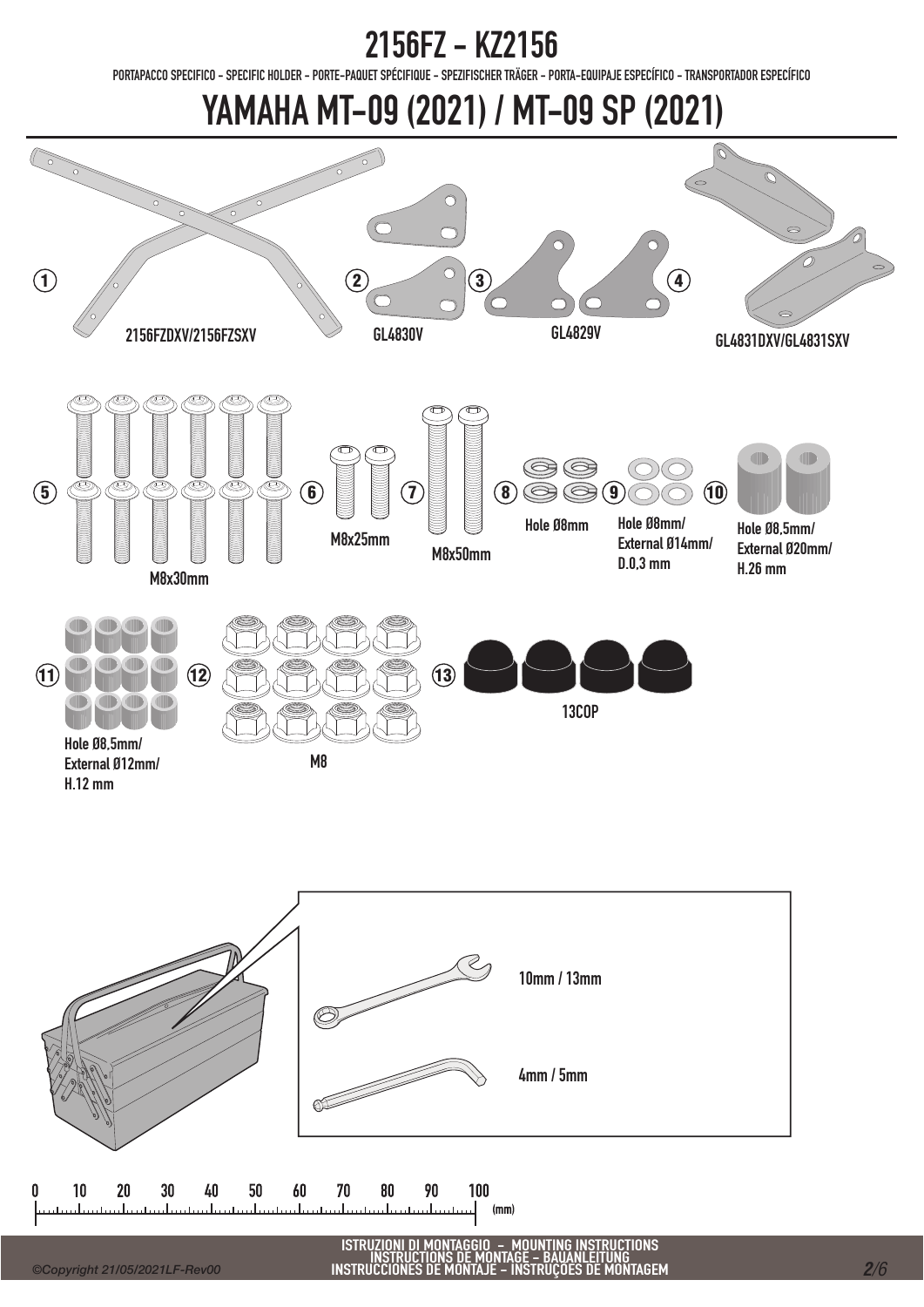# 2156FZ - KZ2156

PORTAPACCO SPECIFICO - SPECIFIC HOLDER - PORTE-PAQUET SPÉCIFIQUE - SPEZIFISCHER TRÄGER - PORTA-EQUIPAJE ESPECÍFICO - TRANSPORTADOR ESPECÍFICO

# YAMAHA MT-09 (2021) / MT-09 SP (2021)

1 2156FZDXV/2156FZSXV

2 GL4830V

3 GL4829V

4 GL4831DXV/GL4831SXV

5 M8x30mm

6 M8x25mm

7 M8x50mm

8 Hole Ø8mm

9 Hole Ø8mm/ External Ø14mm/ D.0,3 mm

10 Hole Ø8,5mm/ External Ø20mm/ H.26 mm

11 Hole Ø8,5mm/ External Ø12mm/ H.12 mm

12 M8

13 13COP

10mm / 13mm

4mm / 5mm

0 10 20 30 40 50 60 70 80 90 100 (mm)

ISTRUZIONI DI MONTAGGIO - MOUNTING INSTRUCTIONS
INSTRUCTIONS DE MONTAGE - BAUANLEITUNG
INSTRUCCIONES DE MONTAJE - INSTRUÇOES DE MONTAGEM

©Copyright 21/05/2021LF-Rev00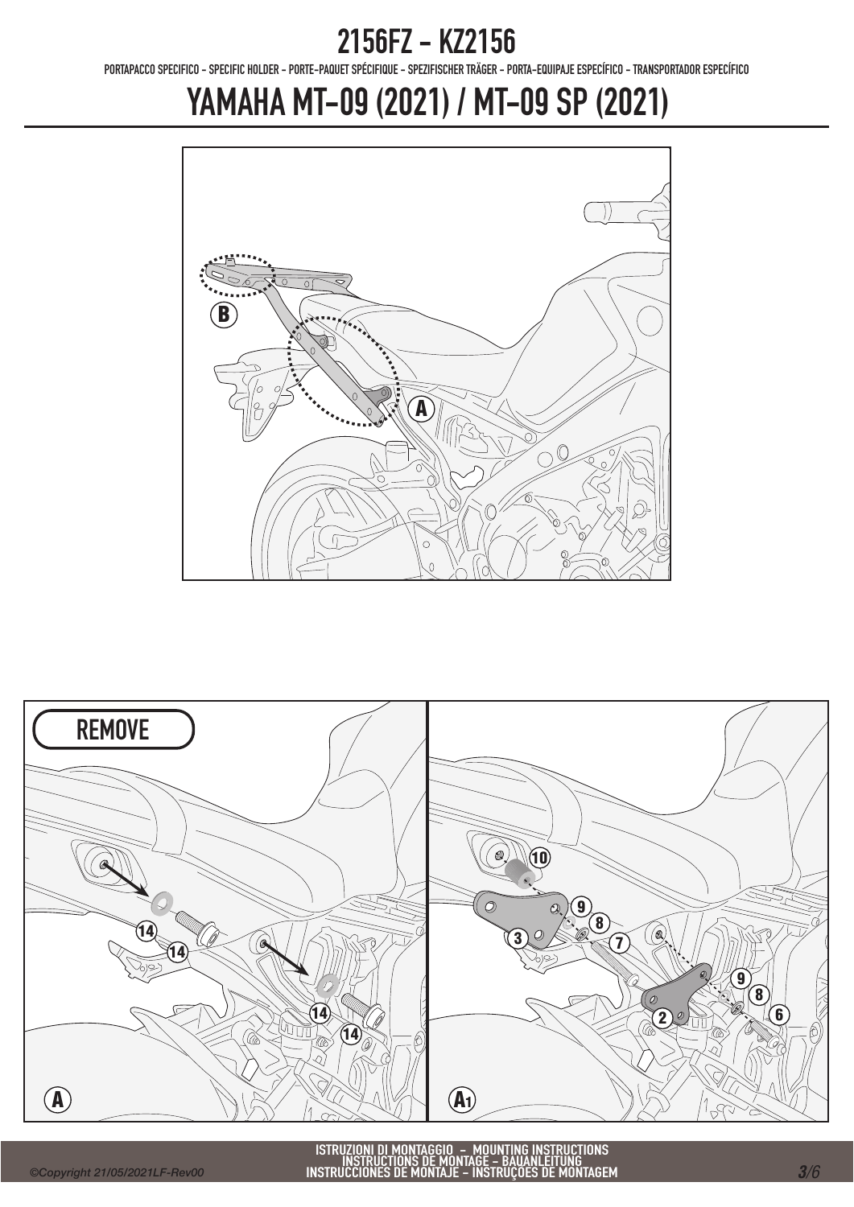# 2156FZ - KZ2156

PORTAPACCO SPECIFICO - SPECIFIC HOLDER - PORTE-PAQUET SPÉCIFIQUE - SPEZIFISCHER TRÄGER - PORTA-EQUIPAJE ESPECÍFICO - TRANSPORTADOR ESPECÍFICO

# YAMAHA MT-09 (2021) / MT-09 SP (2021)

B

A

REMOVE

14 14 14 14

A

10 9 8 3 7 9 8 2 6

A1

ISTRUZIONI DI MONTAGGIO - MOUNTING INSTRUCTIONS
INSTRUCTIONS DE MONTAGE - BAUANLEITUNG
INSTRUCCIONES DE MONTAJE - INSTRUÇÕES DE MONTAGEM

©Copyright 21/05/2021LF-Rev00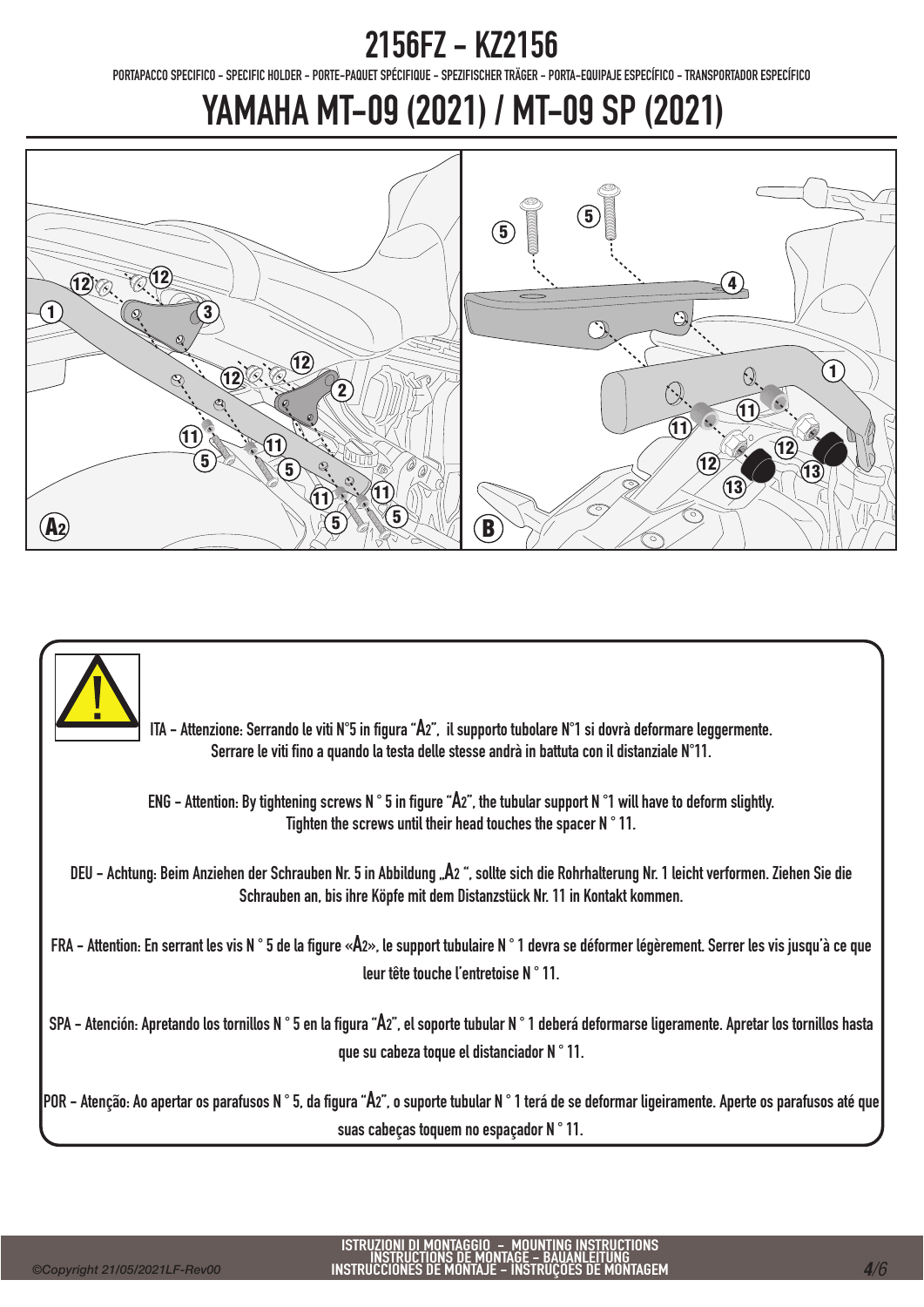# 2156FZ - KZ2156

PORTAPACCO SPECIFICO - SPECIFIC HOLDER - PORTE-PAQUET SPÉCIFIQUE - SPEZIFISCHER TRÄGER - PORTA-EQUIPAJE ESPECÍFICO - TRANSPORTADOR ESPECÍFICO

# YAMAHA MT-09 (2021) / MT-09 SP (2021)

ITA - Attenzione: Serrando le viti N°5 in figura "A2", il supporto tubolare N°1 si dovrà deformare leggermente. Serrare le viti fino a quando la testa delle stesse andrà in battuta con il distanziale N°11.

ENG - Attention: By tightening screws N ° 5 in figure "A2", the tubular support N °1 will have to deform slightly. Tighten the screws until their head touches the spacer N ° 11.

DEU - Achtung: Beim Anziehen der Schrauben Nr. 5 in Abbildung „A2 ", sollte sich die Rohrhalterung Nr. 1 leicht verformen. Ziehen Sie die Schrauben an, bis ihre Köpfe mit dem Distanzstück Nr. 11 in Kontakt kommen.

FRA - Attention: En serrant les vis N ° 5 de la figure «A2», le support tubulaire N ° 1 devra se déformer légèrement. Serrer les vis jusqu'à ce que leur tête touche l'entretoise N ° 11.

SPA - Atención: Apretando los tornillos N ° 5 en la figura "A2", el soporte tubular N ° 1 deberá deformarse ligeramente. Apretar los tornillos hasta que su cabeza toque el distanciador N ° 11.

POR - Atenção: Ao apertar os parafusos N ° 5, da figura "A2", o suporte tubular N ° 1 terá de se deformar ligeiramente. Aperte os parafusos até que suas cabeças toquem no espaçador N ° 11.

ISTRUZIONI DI MONTAGGIO - MOUNTING INSTRUCTIONS
INSTRUCTIONS DE MONTAGE - BAUANLEITUNG
INSTRUCCIONES DE MONTAJE - INSTRUÇÕES DE MONTAGEM

©Copyright 21/05/2021LF-Rev00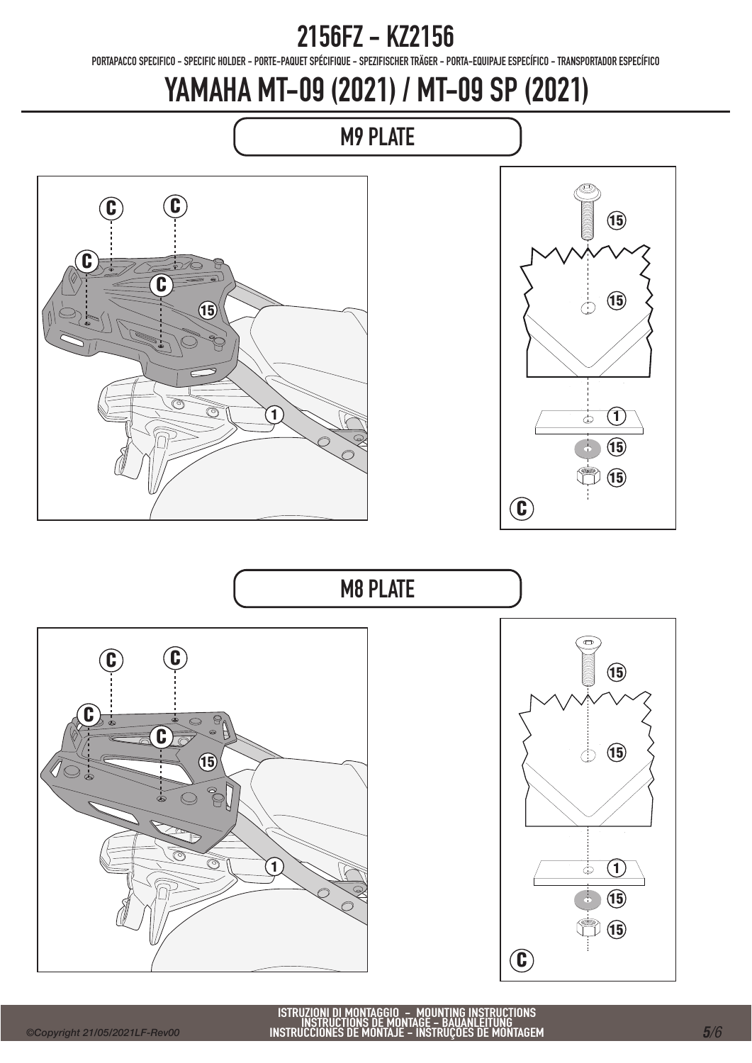# 2156FZ - KZ2156

PORTAPACCO SPECIFICO - SPECIFIC HOLDER - PORTE-PAQUET SPÉCIFIQUE - SPEZIFISCHER TRÄGER - PORTA-EQUIPAJE ESPECÍFICO - TRANSPORTADOR ESPECÍFICO

# YAMAHA MT-09 (2021) / MT-09 SP (2021)

## M9 PLATE

C C C C 15 1

15 15 1 15 15 C

## M8 PLATE

C C C C 15 1

15 15 1 15 15 C

ISTRUZIONI DI MONTAGGIO - MOUNTING INSTRUCTIONS
INSTRUCTIONS DE MONTAGE - BAUANLEITUNG
INSTRUCCIONES DE MONTAJE - INSTRUÇÕES DE MONTAGEM

©Copyright 21/05/2021LF-Rev00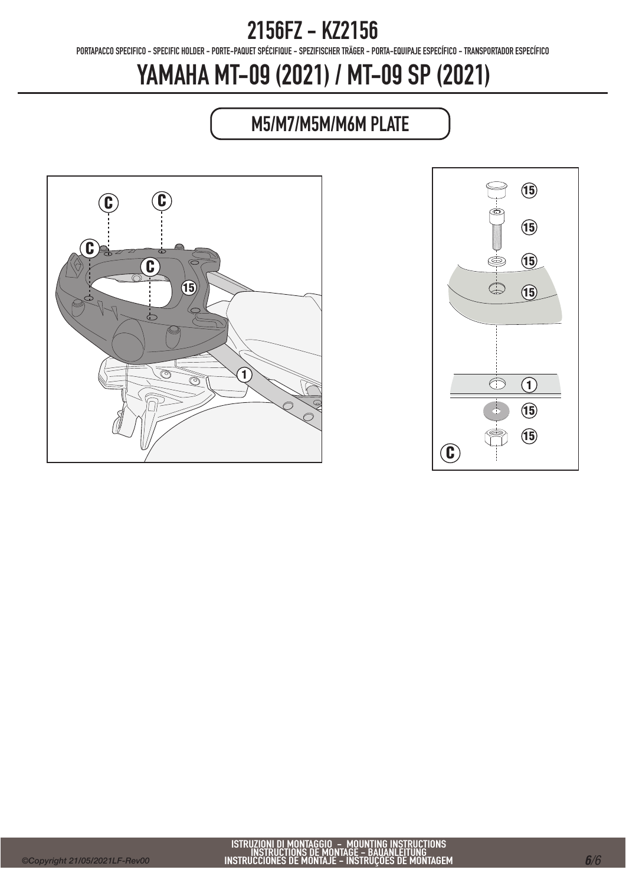# 2156FZ - KZ2156

PORTAPACCO SPECIFICO - SPECIFIC HOLDER - PORTE-PAQUET SPÉCIFIQUE - SPEZIFISCHER TRÄGER - PORTA-EQUIPAJE ESPECÍFICO - TRANSPORTADOR ESPECÍFICO

# YAMAHA MT-09 (2021) / MT-09 SP (2021)

## M5/M7/M5M/M6M PLATE

C C C C 15 1

15 15 15 15 1 15 15 C

ISTRUZIONI DI MONTAGGIO - MOUNTING INSTRUCTIONS
INSTRUCTIONS DE MONTAGE - BAUANLEITUNG
INSTRUCCIONES DE MONTAJE - INSTRUÇÕES DE MONTAGEM

©Copyright 21/05/2021LF-Rev00